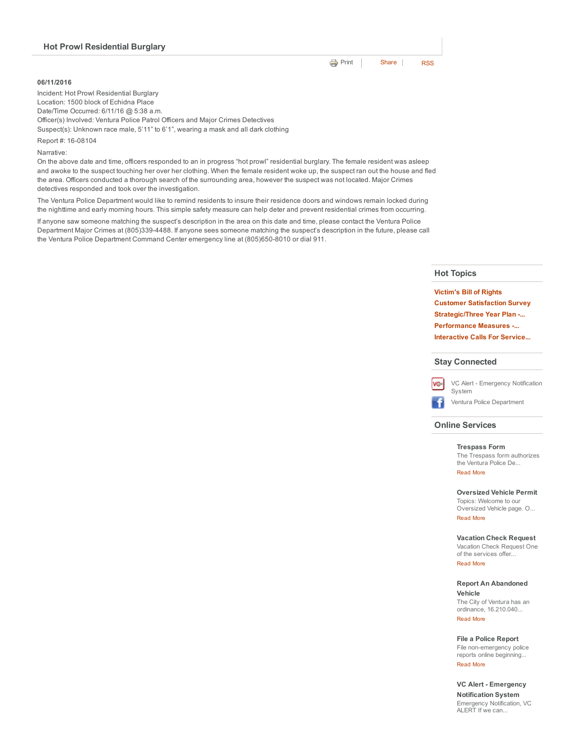## Hot Prowl Residential Burglary

Print | Share | RSS

**06/11/2016**

Incident: Hot Prowl Residential Burglary
Location: 1500 block of Echidna Place
Date/Time Occurred: 6/11/16 @ 5:38 a.m.
Officer(s) Involved: Ventura Police Patrol Officers and Major Crimes Detectives
Suspect(s): Unknown race male, 5'11" to 6'1", wearing a mask and all dark clothing

Report #: 16-08104

Narrative:
On the above date and time, officers responded to an in progress "hot prowl" residential burglary. The female resident was asleep and awoke to the suspect touching her over her clothing. When the female resident woke up, the suspect ran out the house and fled the area. Officers conducted a thorough search of the surrounding area, however the suspect was not located. Major Crimes detectives responded and took over the investigation.

The Ventura Police Department would like to remind residents to insure their residence doors and windows remain locked during the nighttime and early morning hours. This simple safety measure can help deter and prevent residential crimes from occurring.

If anyone saw someone matching the suspect's description in the area on this date and time, please contact the Ventura Police Department Major Crimes at (805)339-4488. If anyone sees someone matching the suspect's description in the future, please call the Ventura Police Department Command Center emergency line at (805)650-8010 or dial 911.

### Hot Topics

- Victim's Bill of Rights
- Customer Satisfaction Survey
- Strategic/Three Year Plan -...
- Performance Measures -...
- Interactive Calls For Service...

### Stay Connected

- VC Alert - Emergency Notification System
- Ventura Police Department

### Online Services

**Trespass Form**
The Trespass form authorizes the Ventura Police De...
Read More

**Oversized Vehicle Permit**
Topics: Welcome to our Oversized Vehicle page. O...
Read More

**Vacation Check Request**
Vacation Check Request One of the services offer...
Read More

**Report An Abandoned Vehicle**
The City of Ventura has an ordinance, 16.210.040...
Read More

**File a Police Report**
File non-emergency police reports online beginning...
Read More

**VC Alert - Emergency Notification System**
Emergency Notification, VC ALERT If we can...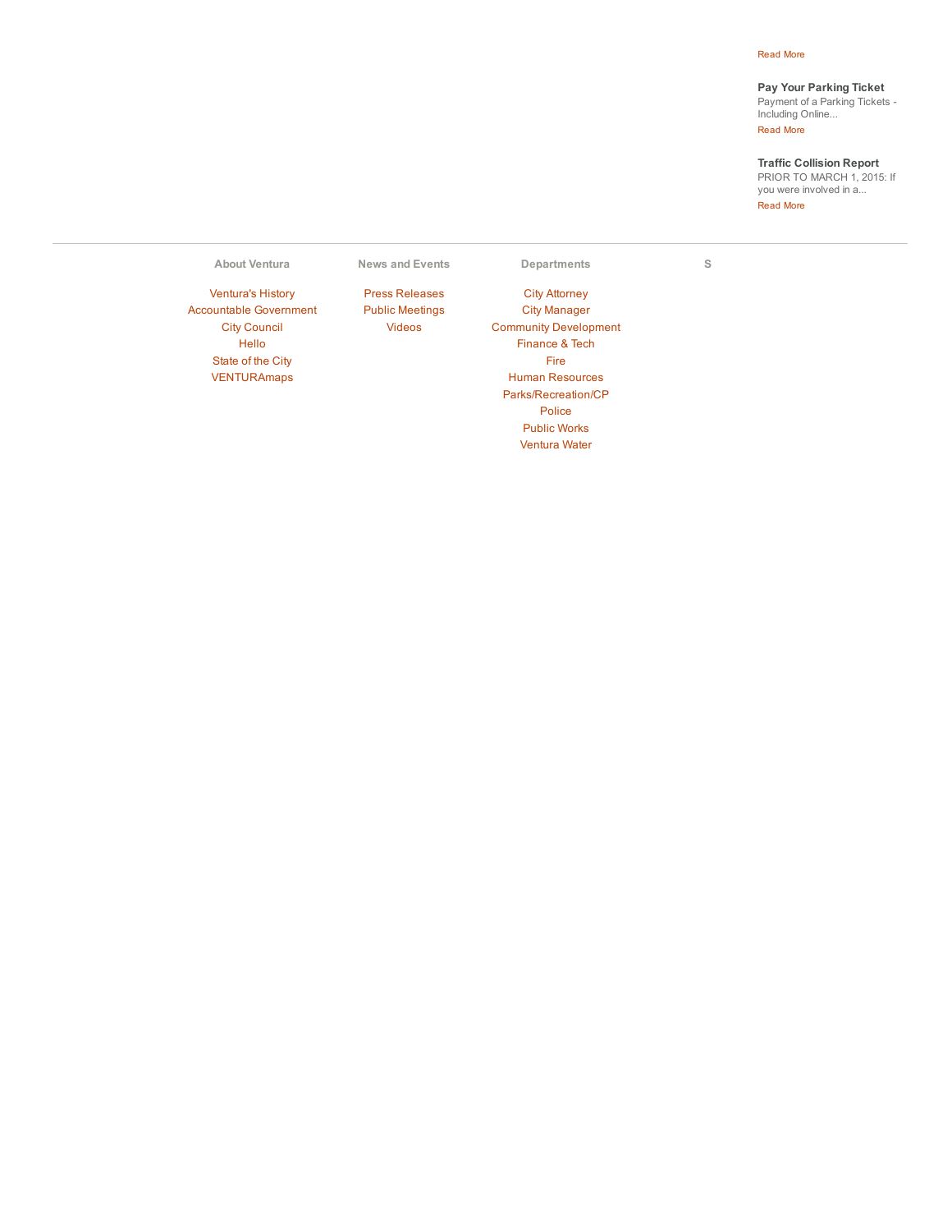Read More

**Pay Your Parking Ticket**
Payment of a Parking Tickets - Including Online...
Read More

**Traffic Collision Report**
PRIOR TO MARCH 1, 2015: If you were involved in a...
Read More

---

**About Ventura**

- Ventura's History
- Accountable Government
- City Council
- Hello
- State of the City
- VENTURAmaps

**News and Events**

- Press Releases
- Public Meetings
- Videos

**Departments**

- City Attorney
- City Manager
- Community Development
- Finance & Tech
- Fire
- Human Resources
- Parks/Recreation/CP
- Police
- Public Works
- Ventura Water

**S**